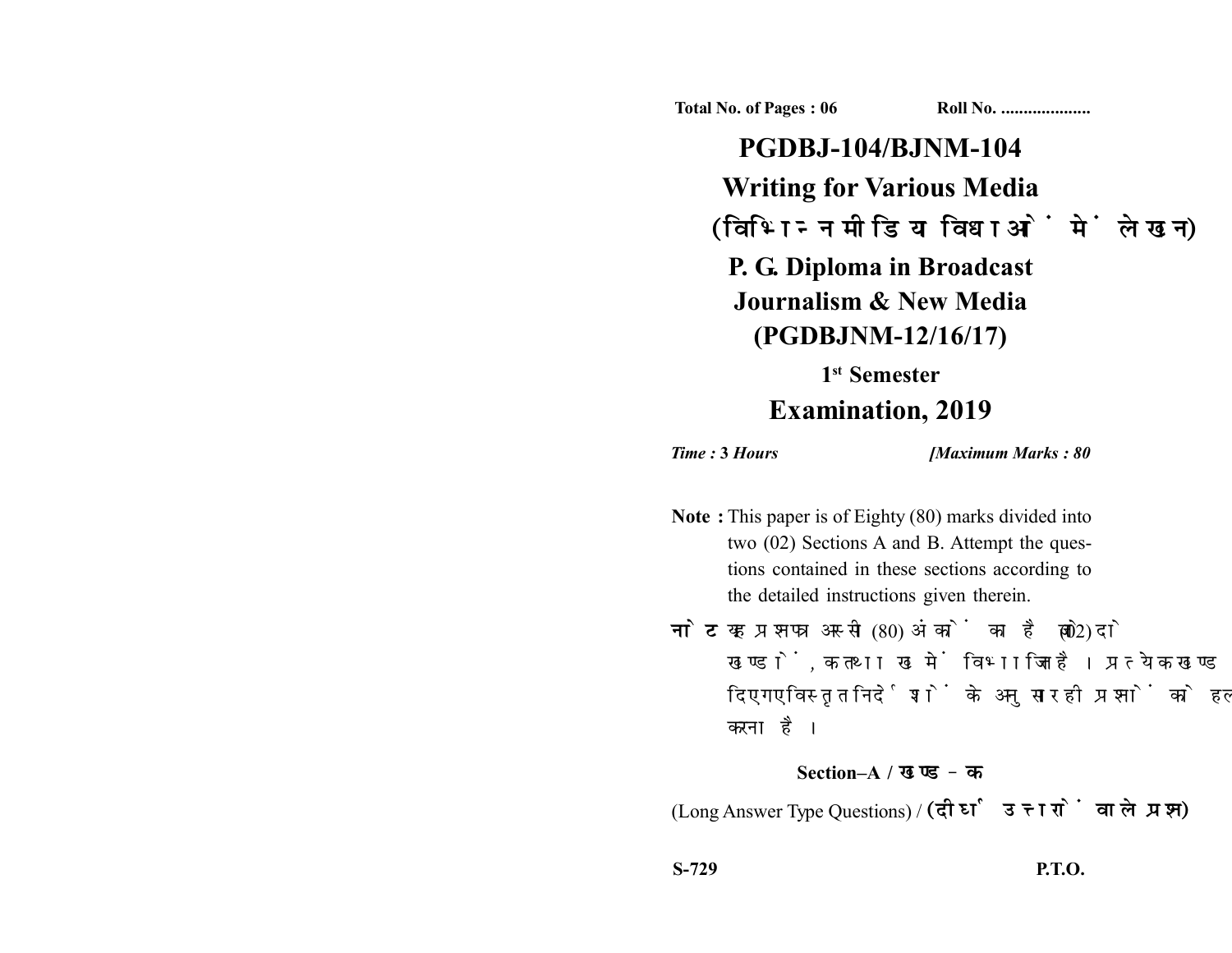**Total No. of Pages : 06** **Roll No. ....................**

# PGDBJ-104/BJNM-104

# Writing for Various Media

## (विभिन्न मीडिया विधाओं में लेखन)

## P. G. Diploma in Broadcast Journalism & New Media (PGDBJNM-12/16/17)

### 1st Semester

## Examination, 2019

*Time :* **3** *Hours* *[Maximum Marks :* **80**

**Note :** This paper is of Eighty (80) marks divided into two (02) Sections A and B. Attempt the questions contained in these sections according to the detailed instructions given therein.

**नोट :** यह प्रश्नपत्र अस्सी (80) अंकों का है जो दो (02) खण्डों, क तथा ख में विभाजित है। प्रत्येक खण्ड में दिए गए विस्तृत निर्देशों के अनुसार ही प्रश्नों को हल करना है।

### Section–A / खण्ड–क

(Long Answer Type Questions) / **(दीर्घ उत्तरों वाले प्रश्न)**

**S-729** **P.T.O.**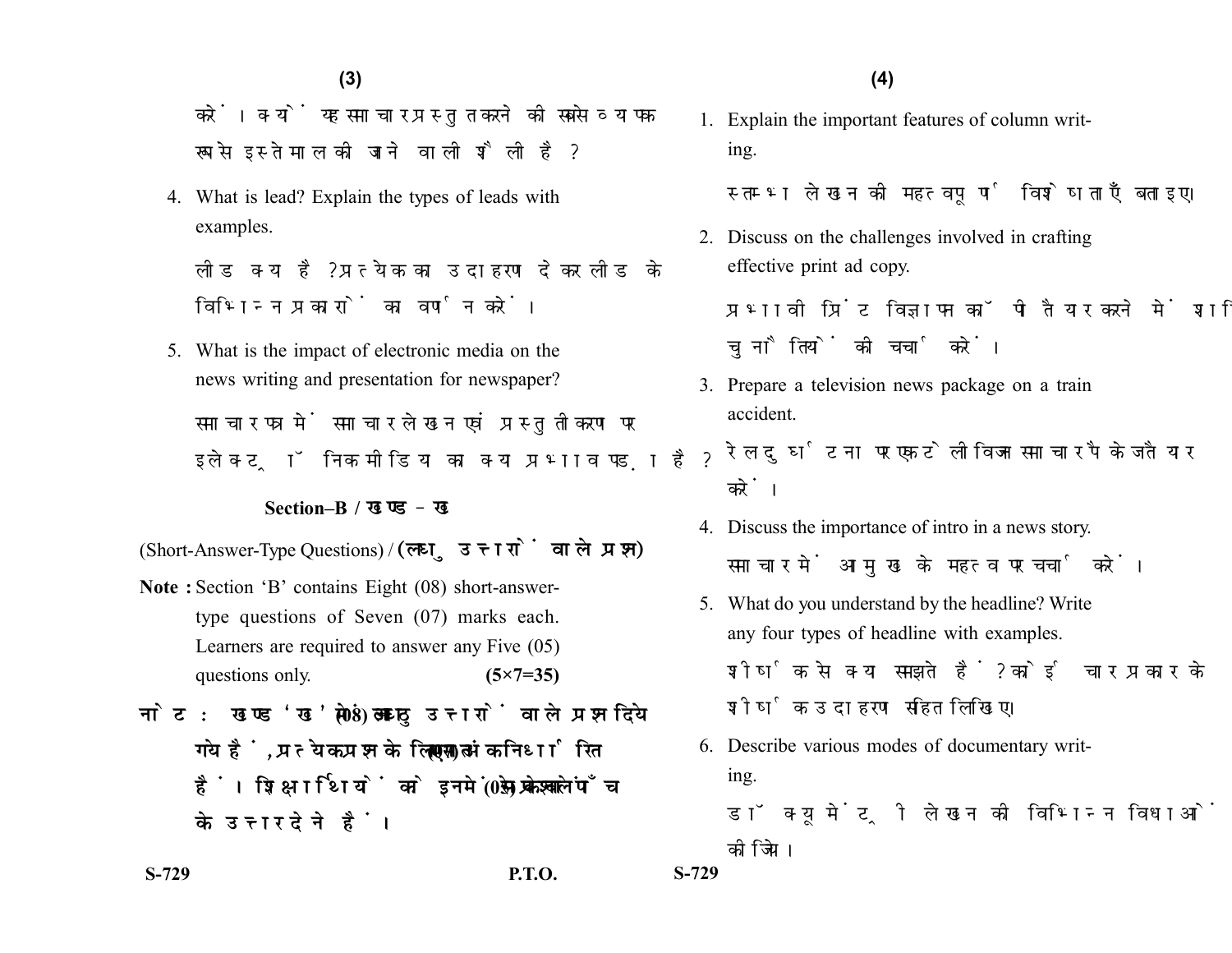करें। क्या यह समाचार प्रस्तुत करने की सबसे व्यापक रूप से इस्तेमाल की जाने वाली शैली है?

4. What is lead? Explain the types of leads with examples.

   लीड क्या है? प्रत्येक का उदाहरण देकर लीड के विभिन्न प्रकारों का वर्णन करें।

5. What is the impact of electronic media on the news writing and presentation for newspaper?

   समाचार पत्र में समाचार लेखन एवं प्रस्तुतीकरण पर इलेक्ट्रॉनिक मीडिया का क्या प्रभाव पड़ा है?

## Section–B / खण्ड–ख

(Short-Answer-Type Questions) / **(लघु उत्तरों वाले प्रश्न)**

**Note :** Section 'B' contains Eight (08) short-answer-type questions of Seven (07) marks each. Learners are required to answer any Five (05) questions only. **(5×7=35)**

**नोट :** खण्ड 'ख' में आठ (08) लघु उत्तरों वाले प्रश्न दिये गये हैं, प्रत्येक प्रश्न के लिए सात (07) अंक निर्धारित हैं। शिक्षार्थियों को इनमें से केवल पाँच (05) प्रश्नों के उत्तर देने हैं।

1. Explain the important features of column writing.

   स्तम्भ लेखन की महत्वपूर्ण विशेषताएँ बताइए।

2. Discuss on the challenges involved in crafting effective print ad copy.

   प्रभावी प्रिंट विज्ञापन कॉपी तैयार करने में शामिल चुनौतियों की चर्चा करें।

3. Prepare a television news package on a train accident.

   रेल दुर्घटना पर एक टेलीविजन समाचार पैकेज तैयार करें।

4. Discuss the importance of intro in a news story.

   समाचार में आमुख के महत्व पर चर्चा करें।

5. What do you understand by the headline? Write any four types of headline with examples.

   शीर्षक से क्या समझते हैं? कोई चार प्रकार के शीर्षक उदाहरण सहित लिखिए।

6. Describe various modes of documentary writing.

   डॉक्यूमेंट्री लेखन की विभिन्न विधाओं की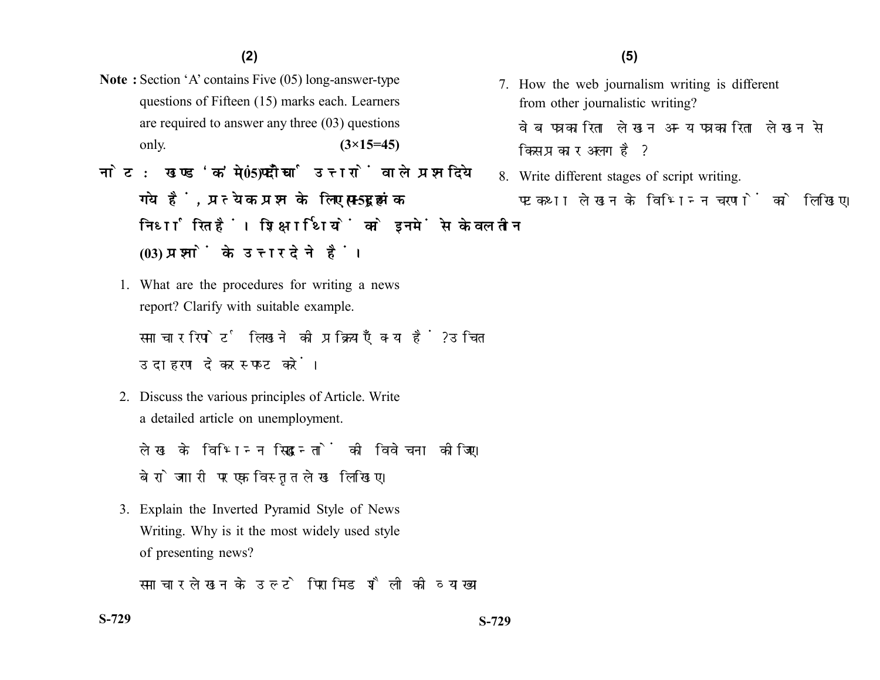**Note :** Section 'A' contains Five (05) long-answer-type questions of Fifteen (15) marks each. Learners are required to answer any three (03) questions only. **(3×15=45)**

**नोट : खण्ड 'क' में पाँच (05) दीर्घ उत्तरों वाले प्रश्न दिये गये हैं, प्रत्येक प्रश्न के लिए पन्द्रह (15) अंक निर्धारित हैं। शिक्षार्थियों को इनमें से केवल तीन (03) प्रश्नों के उत्तर देने हैं।**

1. What are the procedures for writing a news report? Clarify with suitable example.

   समाचार रिपोर्ट लिखने की प्रक्रियाएँ क्या हैं? उचित उदाहरण देकर स्पष्ट करें।

2. Discuss the various principles of Article. Write a detailed article on unemployment.

   लेख के विभिन्न सिद्धान्तों की विवेचना कीजिए। बेरोजगारी पर एक विस्तृत लेख लिखिए।

3. Explain the Inverted Pyramid Style of News Writing. Why is it the most widely used style of presenting news?

   समाचार लेखन के उल्टे पिरामिड शैली की व्याख्या

7. How the web journalism writing is different from other journalistic writing?

   वेब पत्रकारिता लेखन अन्य पत्रकारिता लेखन से किस प्रकार अलग है?

8. Write different stages of script writing.

   पटकथा लेखन के विभिन्न चरणों को लिखिए।